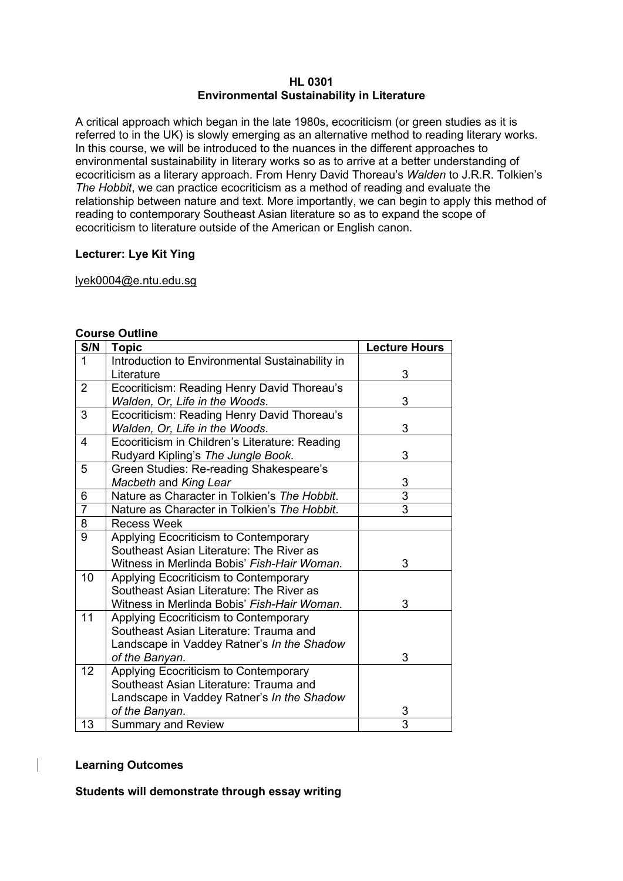# HL 0301
## Environmental Sustainability in Literature

A critical approach which began in the late 1980s, ecocriticism (or green studies as it is referred to in the UK) is slowly emerging as an alternative method to reading literary works. In this course, we will be introduced to the nuances in the different approaches to environmental sustainability in literary works so as to arrive at a better understanding of ecocriticism as a literary approach. From Henry David Thoreau's *Walden* to J.R.R. Tolkien's *The Hobbit*, we can practice ecocriticism as a method of reading and evaluate the relationship between nature and text. More importantly, we can begin to apply this method of reading to contemporary Southeast Asian literature so as to expand the scope of ecocriticism to literature outside of the American or English canon.

**Lecturer: Lye Kit Ying**

lyek0004@e.ntu.edu.sg

**Course Outline**

| S/N | Topic | Lecture Hours |
|---|---|---|
| 1 | Introduction to Environmental Sustainability in Literature | 3 |
| 2 | Ecocriticism: Reading Henry David Thoreau's *Walden, Or, Life in the Woods*. | 3 |
| 3 | Ecocriticism: Reading Henry David Thoreau's *Walden, Or, Life in the Woods*. | 3 |
| 4 | Ecocriticism in Children's Literature: Reading Rudyard Kipling's *The Jungle Book*. | 3 |
| 5 | Green Studies: Re-reading Shakespeare's *Macbeth* and *King Lear* | 3 |
| 6 | Nature as Character in Tolkien's *The Hobbit*. | 3 |
| 7 | Nature as Character in Tolkien's *The Hobbit*. | 3 |
| 8 | Recess Week | |
| 9 | Applying Ecocriticism to Contemporary Southeast Asian Literature: The River as Witness in Merlinda Bobis' *Fish-Hair Woman*. | 3 |
| 10 | Applying Ecocriticism to Contemporary Southeast Asian Literature: The River as Witness in Merlinda Bobis' *Fish-Hair Woman*. | 3 |
| 11 | Applying Ecocriticism to Contemporary Southeast Asian Literature: Trauma and Landscape in Vaddey Ratner's *In the Shadow of the Banyan*. | 3 |
| 12 | Applying Ecocriticism to Contemporary Southeast Asian Literature: Trauma and Landscape in Vaddey Ratner's *In the Shadow of the Banyan*. | 3 |
| 13 | Summary and Review | 3 |

**Learning Outcomes**

**Students will demonstrate through essay writing**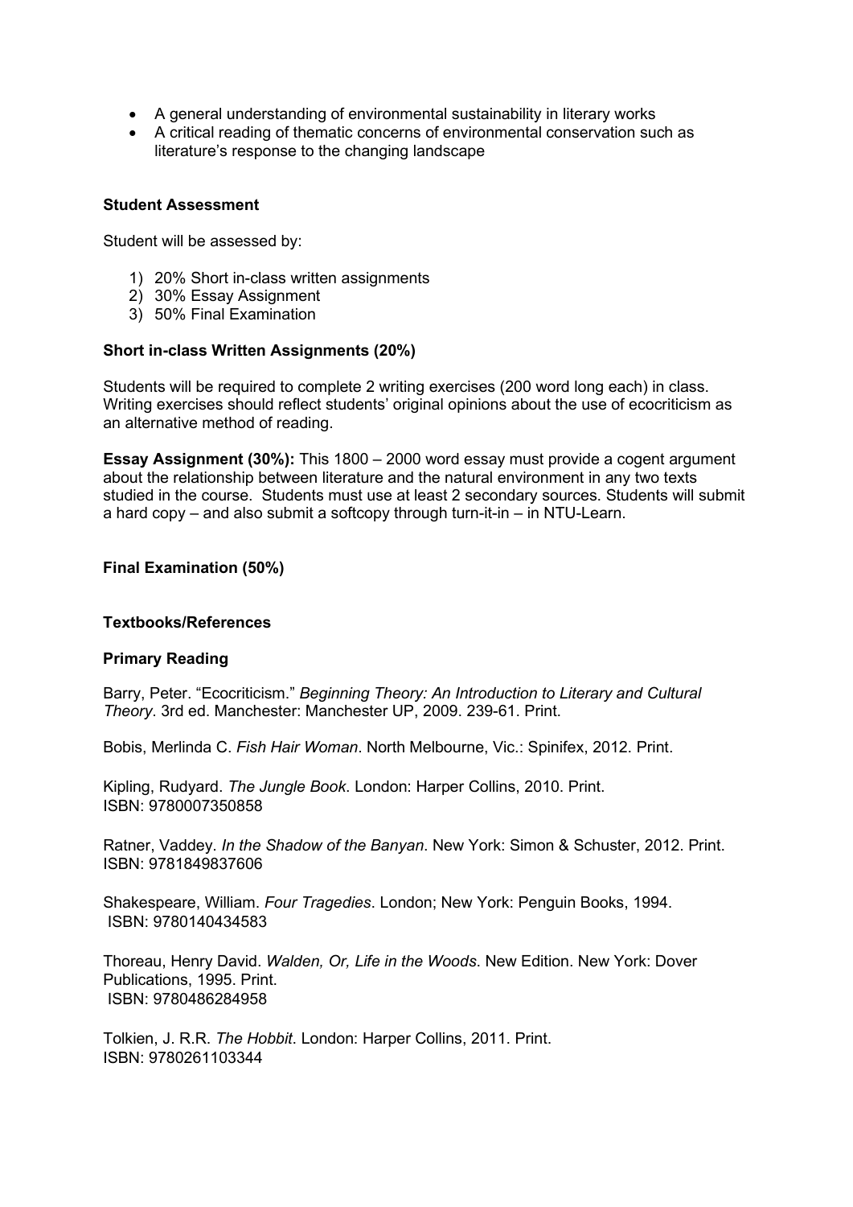- A general understanding of environmental sustainability in literary works
- A critical reading of thematic concerns of environmental conservation such as literature's response to the changing landscape

**Student Assessment**

Student will be assessed by:

1) 20% Short in-class written assignments
2) 30% Essay Assignment
3) 50% Final Examination

**Short in-class Written Assignments (20%)**

Students will be required to complete 2 writing exercises (200 word long each) in class. Writing exercises should reflect students' original opinions about the use of ecocriticism as an alternative method of reading.

**Essay Assignment (30%):** This 1800 – 2000 word essay must provide a cogent argument about the relationship between literature and the natural environment in any two texts studied in the course. Students must use at least 2 secondary sources. Students will submit a hard copy – and also submit a softcopy through turn-it-in – in NTU-Learn.

**Final Examination (50%)**

**Textbooks/References**

**Primary Reading**

Barry, Peter. "Ecocriticism." *Beginning Theory: An Introduction to Literary and Cultural Theory*. 3rd ed. Manchester: Manchester UP, 2009. 239-61. Print.

Bobis, Merlinda C. *Fish Hair Woman*. North Melbourne, Vic.: Spinifex, 2012. Print.

Kipling, Rudyard. *The Jungle Book*. London: Harper Collins, 2010. Print.
ISBN: 9780007350858

Ratner, Vaddey. *In the Shadow of the Banyan*. New York: Simon & Schuster, 2012. Print.
ISBN: 9781849837606

Shakespeare, William. *Four Tragedies*. London; New York: Penguin Books, 1994.
ISBN: 9780140434583

Thoreau, Henry David. *Walden, Or, Life in the Woods*. New Edition. New York: Dover Publications, 1995. Print.
ISBN: 9780486284958

Tolkien, J. R.R. *The Hobbit*. London: Harper Collins, 2011. Print.
ISBN: 9780261103344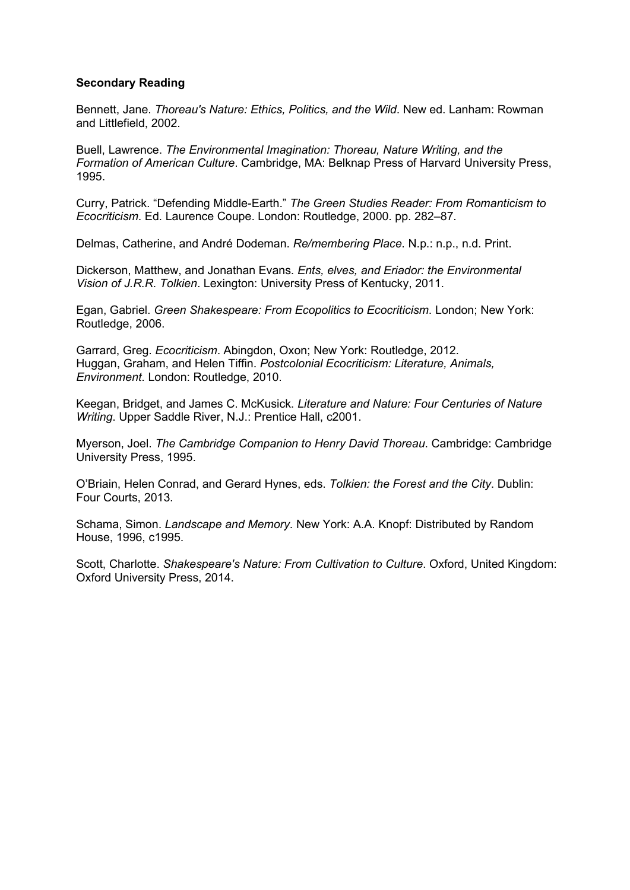**Secondary Reading**

Bennett, Jane. *Thoreau's Nature: Ethics, Politics, and the Wild*. New ed. Lanham: Rowman and Littlefield, 2002.

Buell, Lawrence. *The Environmental Imagination: Thoreau, Nature Writing, and the Formation of American Culture*. Cambridge, MA: Belknap Press of Harvard University Press, 1995.

Curry, Patrick. "Defending Middle-Earth." *The Green Studies Reader: From Romanticism to Ecocriticism*. Ed. Laurence Coupe. London: Routledge, 2000. pp. 282–87.

Delmas, Catherine, and André Dodeman. *Re/membering Place*. N.p.: n.p., n.d. Print.

Dickerson, Matthew, and Jonathan Evans. *Ents, elves, and Eriador: the Environmental Vision of J.R.R. Tolkien*. Lexington: University Press of Kentucky, 2011.

Egan, Gabriel. *Green Shakespeare: From Ecopolitics to Ecocriticism*. London; New York: Routledge, 2006.

Garrard, Greg. *Ecocriticism*. Abingdon, Oxon; New York: Routledge, 2012.
Huggan, Graham, and Helen Tiffin. *Postcolonial Ecocriticism: Literature, Animals, Environment*. London: Routledge, 2010.

Keegan, Bridget, and James C. McKusick. *Literature and Nature: Four Centuries of Nature Writing*. Upper Saddle River, N.J.: Prentice Hall, c2001.

Myerson, Joel. *The Cambridge Companion to Henry David Thoreau*. Cambridge: Cambridge University Press, 1995.

O'Briain, Helen Conrad, and Gerard Hynes, eds. *Tolkien: the Forest and the City*. Dublin: Four Courts, 2013.

Schama, Simon. *Landscape and Memory*. New York: A.A. Knopf: Distributed by Random House, 1996, c1995.

Scott, Charlotte. *Shakespeare's Nature: From Cultivation to Culture*. Oxford, United Kingdom: Oxford University Press, 2014.